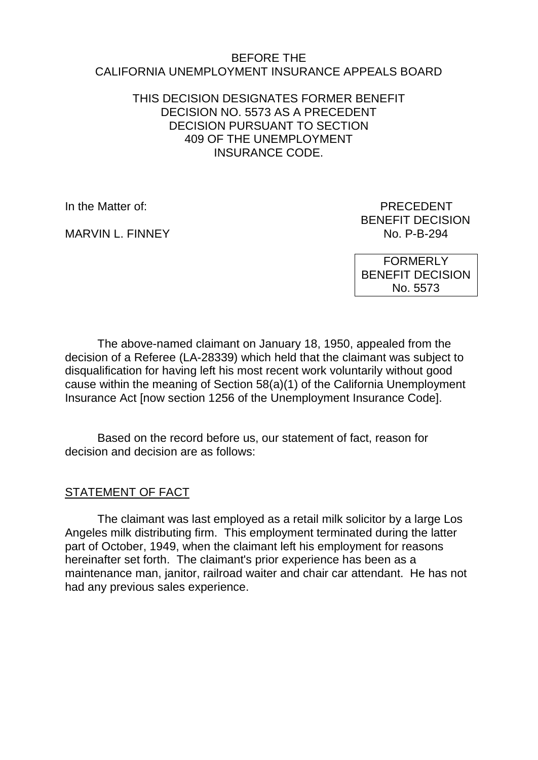BEFORE THE
CALIFORNIA UNEMPLOYMENT INSURANCE APPEALS BOARD

THIS DECISION DESIGNATES FORMER BENEFIT DECISION NO. 5573 AS A PRECEDENT DECISION PURSUANT TO SECTION 409 OF THE UNEMPLOYMENT INSURANCE CODE.

In the Matter of:

MARVIN L. FINNEY

PRECEDENT
BENEFIT DECISION
No. P-B-294

FORMERLY
BENEFIT DECISION
No. 5573

The above-named claimant on January 18, 1950, appealed from the decision of a Referee (LA-28339) which held that the claimant was subject to disqualification for having left his most recent work voluntarily without good cause within the meaning of Section 58(a)(1) of the California Unemployment Insurance Act [now section 1256 of the Unemployment Insurance Code].

Based on the record before us, our statement of fact, reason for decision and decision are as follows:

## STATEMENT OF FACT

The claimant was last employed as a retail milk solicitor by a large Los Angeles milk distributing firm. This employment terminated during the latter part of October, 1949, when the claimant left his employment for reasons hereinafter set forth. The claimant's prior experience has been as a maintenance man, janitor, railroad waiter and chair car attendant. He has not had any previous sales experience.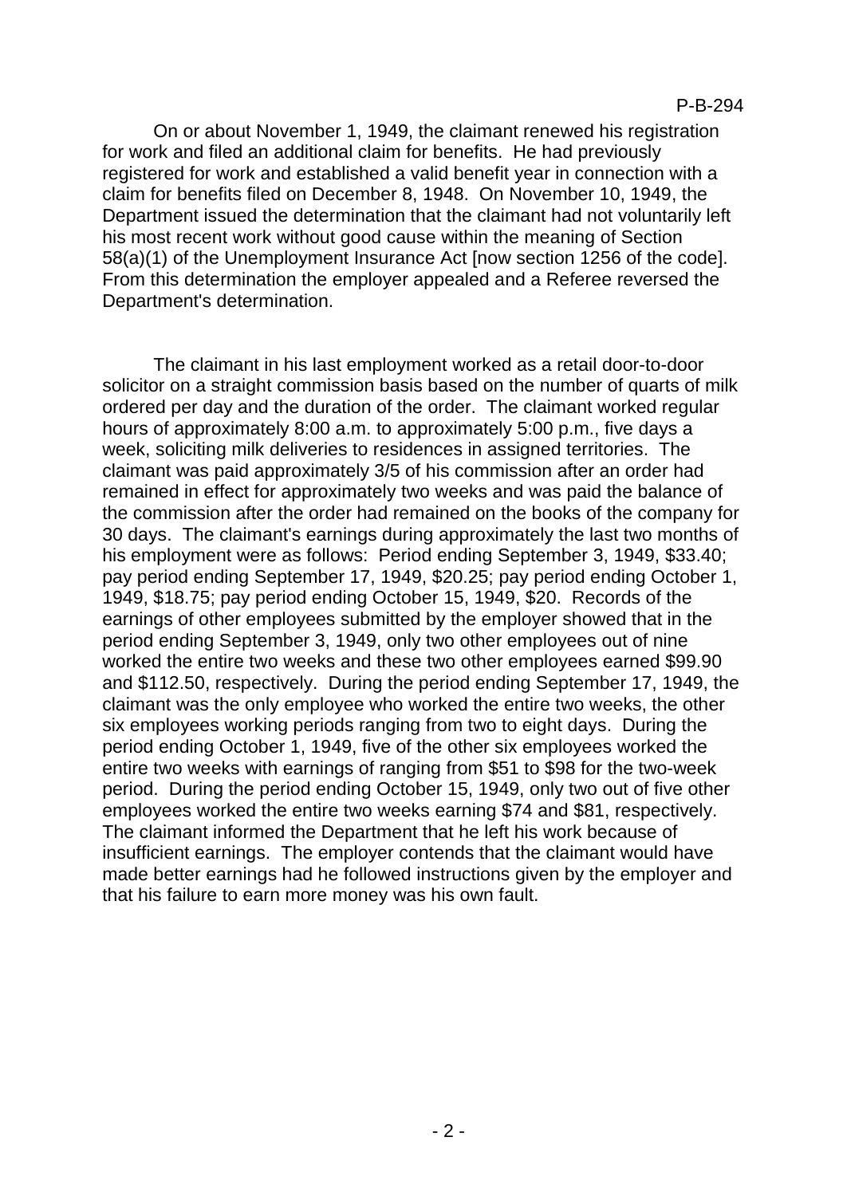On or about November 1, 1949, the claimant renewed his registration for work and filed an additional claim for benefits. He had previously registered for work and established a valid benefit year in connection with a claim for benefits filed on December 8, 1948. On November 10, 1949, the Department issued the determination that the claimant had not voluntarily left his most recent work without good cause within the meaning of Section 58(a)(1) of the Unemployment Insurance Act [now section 1256 of the code]. From this determination the employer appealed and a Referee reversed the Department's determination.

The claimant in his last employment worked as a retail door-to-door solicitor on a straight commission basis based on the number of quarts of milk ordered per day and the duration of the order. The claimant worked regular hours of approximately 8:00 a.m. to approximately 5:00 p.m., five days a week, soliciting milk deliveries to residences in assigned territories. The claimant was paid approximately 3/5 of his commission after an order had remained in effect for approximately two weeks and was paid the balance of the commission after the order had remained on the books of the company for 30 days. The claimant's earnings during approximately the last two months of his employment were as follows: Period ending September 3, 1949, $33.40; pay period ending September 17, 1949, $20.25; pay period ending October 1, 1949, $18.75; pay period ending October 15, 1949, $20. Records of the earnings of other employees submitted by the employer showed that in the period ending September 3, 1949, only two other employees out of nine worked the entire two weeks and these two other employees earned $99.90 and $112.50, respectively. During the period ending September 17, 1949, the claimant was the only employee who worked the entire two weeks, the other six employees working periods ranging from two to eight days. During the period ending October 1, 1949, five of the other six employees worked the entire two weeks with earnings of ranging from $51 to $98 for the two-week period. During the period ending October 15, 1949, only two out of five other employees worked the entire two weeks earning $74 and $81, respectively. The claimant informed the Department that he left his work because of insufficient earnings. The employer contends that the claimant would have made better earnings had he followed instructions given by the employer and that his failure to earn more money was his own fault.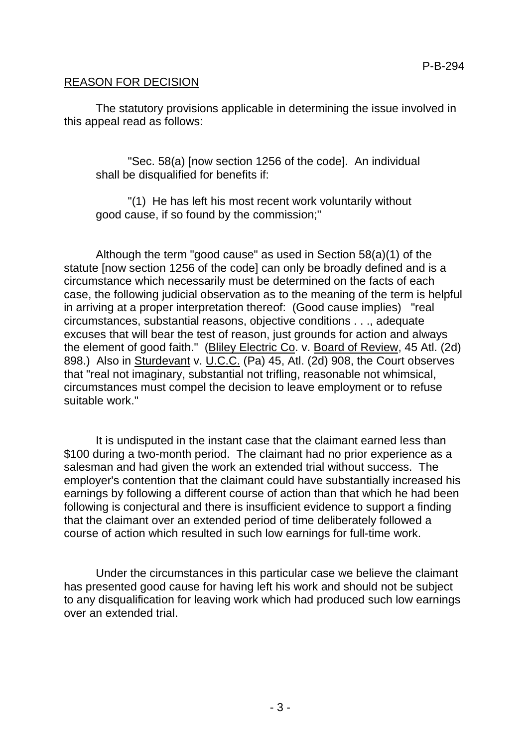## REASON FOR DECISION

The statutory provisions applicable in determining the issue involved in this appeal read as follows:

> "Sec. 58(a) [now section 1256 of the code]. An individual shall be disqualified for benefits if:
>
> "(1) He has left his most recent work voluntarily without good cause, if so found by the commission;"

Although the term "good cause" as used in Section 58(a)(1) of the statute [now section 1256 of the code] can only be broadly defined and is a circumstance which necessarily must be determined on the facts of each case, the following judicial observation as to the meaning of the term is helpful in arriving at a proper interpretation thereof: (Good cause implies) "real circumstances, substantial reasons, objective conditions . . ., adequate excuses that will bear the test of reason, just grounds for action and always the element of good faith." (Bliley Electric Co. v. Board of Review, 45 Atl. (2d) 898.) Also in Sturdevant v. U.C.C. (Pa) 45, Atl. (2d) 908, the Court observes that "real not imaginary, substantial not trifling, reasonable not whimsical, circumstances must compel the decision to leave employment or to refuse suitable work."

It is undisputed in the instant case that the claimant earned less than $100 during a two-month period. The claimant had no prior experience as a salesman and had given the work an extended trial without success. The employer's contention that the claimant could have substantially increased his earnings by following a different course of action than that which he had been following is conjectural and there is insufficient evidence to support a finding that the claimant over an extended period of time deliberately followed a course of action which resulted in such low earnings for full-time work.

Under the circumstances in this particular case we believe the claimant has presented good cause for having left his work and should not be subject to any disqualification for leaving work which had produced such low earnings over an extended trial.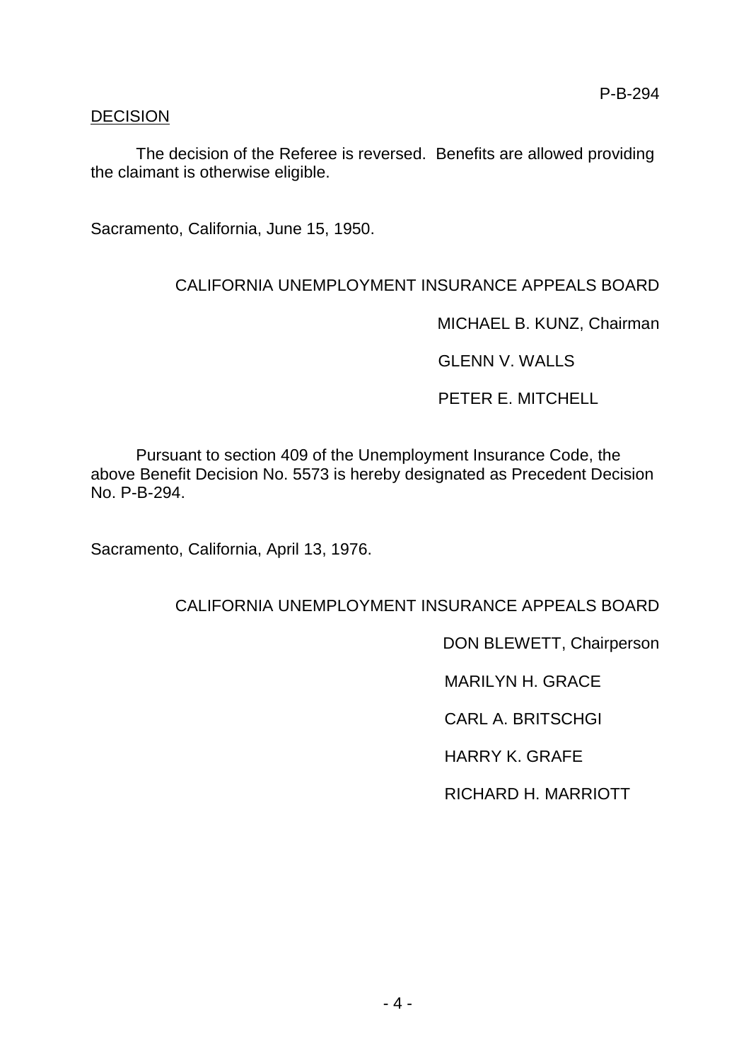## DECISION

The decision of the Referee is reversed. Benefits are allowed providing the claimant is otherwise eligible.

Sacramento, California, June 15, 1950.

CALIFORNIA UNEMPLOYMENT INSURANCE APPEALS BOARD

MICHAEL B. KUNZ, Chairman

GLENN V. WALLS

PETER E. MITCHELL

Pursuant to section 409 of the Unemployment Insurance Code, the above Benefit Decision No. 5573 is hereby designated as Precedent Decision No. P-B-294.

Sacramento, California, April 13, 1976.

CALIFORNIA UNEMPLOYMENT INSURANCE APPEALS BOARD

DON BLEWETT, Chairperson

MARILYN H. GRACE

CARL A. BRITSCHGI

HARRY K. GRAFE

RICHARD H. MARRIOTT